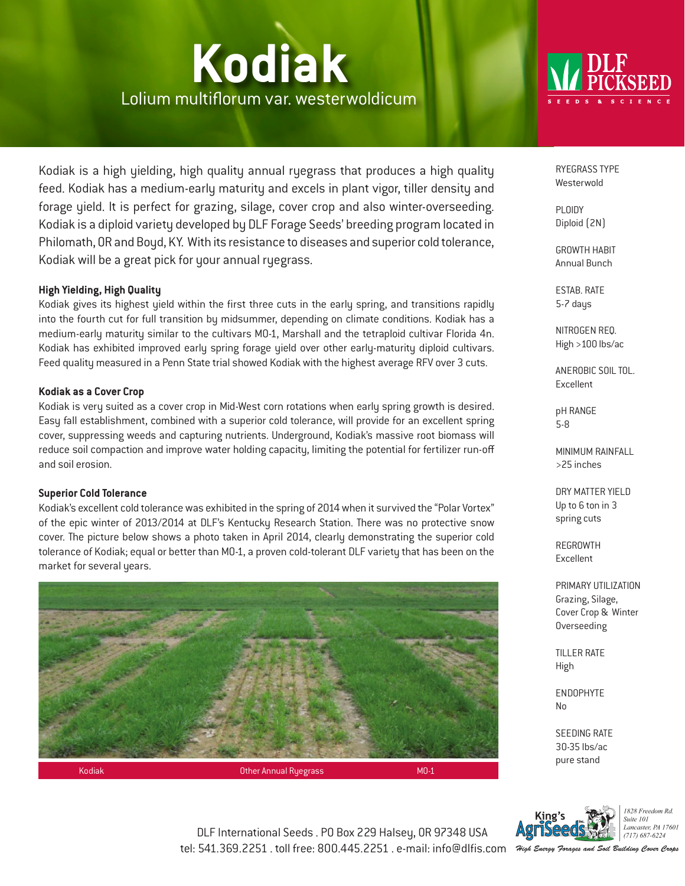# Kodiak

Lolium multiflorum var. westerwoldicum

DLF PICKSEED — SEEDS & SCIENCE

Kodiak is a high yielding, high quality annual ryegrass that produces a high quality feed. Kodiak has a medium-early maturity and excels in plant vigor, tiller density and forage yield. It is perfect for grazing, silage, cover crop and also winter-overseeding. Kodiak is a diploid variety developed by DLF Forage Seeds' breeding program located in Philomath, OR and Boyd, KY. With its resistance to diseases and superior cold tolerance, Kodiak will be a great pick for your annual ryegrass.

### High Yielding, High Quality

Kodiak gives its highest yield within the first three cuts in the early spring, and transitions rapidly into the fourth cut for full transition by midsummer, depending on climate conditions. Kodiak has a medium-early maturity similar to the cultivars MO-1, Marshall and the tetraploid cultivar Florida 4n. Kodiak has exhibited improved early spring forage yield over other early-maturity diploid cultivars. Feed quality measured in a Penn State trial showed Kodiak with the highest average RFV over 3 cuts.

### Kodiak as a Cover Crop

Kodiak is very suited as a cover crop in Mid-West corn rotations when early spring growth is desired. Easy fall establishment, combined with a superior cold tolerance, will provide for an excellent spring cover, suppressing weeds and capturing nutrients. Underground, Kodiak's massive root biomass will reduce soil compaction and improve water holding capacity, limiting the potential for fertilizer run-off and soil erosion.

### Superior Cold Tolerance

Kodiak's excellent cold tolerance was exhibited in the spring of 2014 when it survived the "Polar Vortex" of the epic winter of 2013/2014 at DLF's Kentucky Research Station. There was no protective snow cover. The picture below shows a photo taken in April 2014, clearly demonstrating the superior cold tolerance of Kodiak; equal or better than MO-1, a proven cold-tolerant DLF variety that has been on the market for several years.

Kodiak | Other Annual Ryegrass | MO-1

RYEGRASS TYPE
Westerwold

PLOIDY
Diploid (2N)

GROWTH HABIT
Annual Bunch

ESTAB. RATE
5-7 days

NITROGEN REQ.
High >100 lbs/ac

ANEROBIC SOIL TOL.
Excellent

pH RANGE
5-8

MINIMUM RAINFALL
>25 inches

DRY MATTER YIELD
Up to 6 ton in 3 spring cuts

REGROWTH
Excellent

PRIMARY UTILIZATION
Grazing, Silage, Cover Crop & Winter Overseeding

TILLER RATE
High

ENDOPHYTE
No

SEEDING RATE
30-35 lbs/ac pure stand

DLF International Seeds . PO Box 229 Halsey, OR 97348 USA
tel: 541.369.2251 . toll free: 800.445.2251 . e-mail: info@dlfis.com

King's AgriSeeds Inc.
1828 Freedom Rd.
Suite 101
Lancaster, PA 17601
(717) 687-6224
High Energy Forages and Soil Building Cover Crops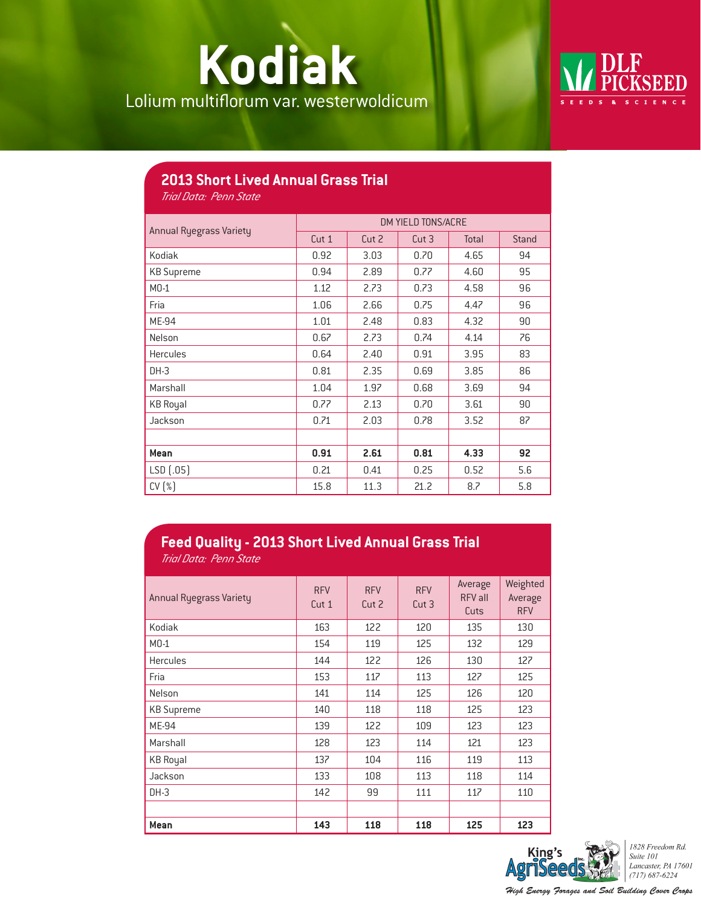# Kodiak

Lolium multiflorum var. westerwoldicum

DLF PICKSEED
SEEDS & SCIENCE

## 2013 Short Lived Annual Grass Trial

*Trial Data: Penn State*

| Annual Ryegrass Variety | DM YIELD TONS/ACRE | | | | |
|---|---|---|---|---|---|
| | Cut 1 | Cut 2 | Cut 3 | Total | Stand |
| Kodiak | 0.92 | 3.03 | 0.70 | 4.65 | 94 |
| KB Supreme | 0.94 | 2.89 | 0.77 | 4.60 | 95 |
| MO-1 | 1.12 | 2.73 | 0.73 | 4.58 | 96 |
| Fria | 1.06 | 2.66 | 0.75 | 4.47 | 96 |
| ME-94 | 1.01 | 2.48 | 0.83 | 4.32 | 90 |
| Nelson | 0.67 | 2.73 | 0.74 | 4.14 | 76 |
| Hercules | 0.64 | 2.40 | 0.91 | 3.95 | 83 |
| DH-3 | 0.81 | 2.35 | 0.69 | 3.85 | 86 |
| Marshall | 1.04 | 1.97 | 0.68 | 3.69 | 94 |
| KB Royal | 0.77 | 2.13 | 0.70 | 3.61 | 90 |
| Jackson | 0.71 | 2.03 | 0.78 | 3.52 | 87 |
| | | | | | |
| **Mean** | **0.91** | **2.61** | **0.81** | **4.33** | **92** |
| LSD (.05) | 0.21 | 0.41 | 0.25 | 0.52 | 5.6 |
| CV (%) | 15.8 | 11.3 | 21.2 | 8.7 | 5.8 |

## Feed Quality - 2013 Short Lived Annual Grass Trial

*Trial Data: Penn State*

| Annual Ryegrass Variety | RFV Cut 1 | RFV Cut 2 | RFV Cut 3 | Average RFV all Cuts | Weighted Average RFV |
|---|---|---|---|---|---|
| Kodiak | 163 | 122 | 120 | 135 | 130 |
| MO-1 | 154 | 119 | 125 | 132 | 129 |
| Hercules | 144 | 122 | 126 | 130 | 127 |
| Fria | 153 | 117 | 113 | 127 | 125 |
| Nelson | 141 | 114 | 125 | 126 | 120 |
| KB Supreme | 140 | 118 | 118 | 125 | 123 |
| ME-94 | 139 | 122 | 109 | 123 | 123 |
| Marshall | 128 | 123 | 114 | 121 | 123 |
| KB Royal | 137 | 104 | 116 | 119 | 113 |
| Jackson | 133 | 108 | 113 | 118 | 114 |
| DH-3 | 142 | 99 | 111 | 117 | 110 |
| | | | | | |
| **Mean** | **143** | **118** | **118** | **125** | **123** |

King's AgriSeeds Inc.
1828 Freedom Rd.
Suite 101
Lancaster, PA 17601
(717) 687-6224

*High Energy Forages and Soil Building Cover Crops*